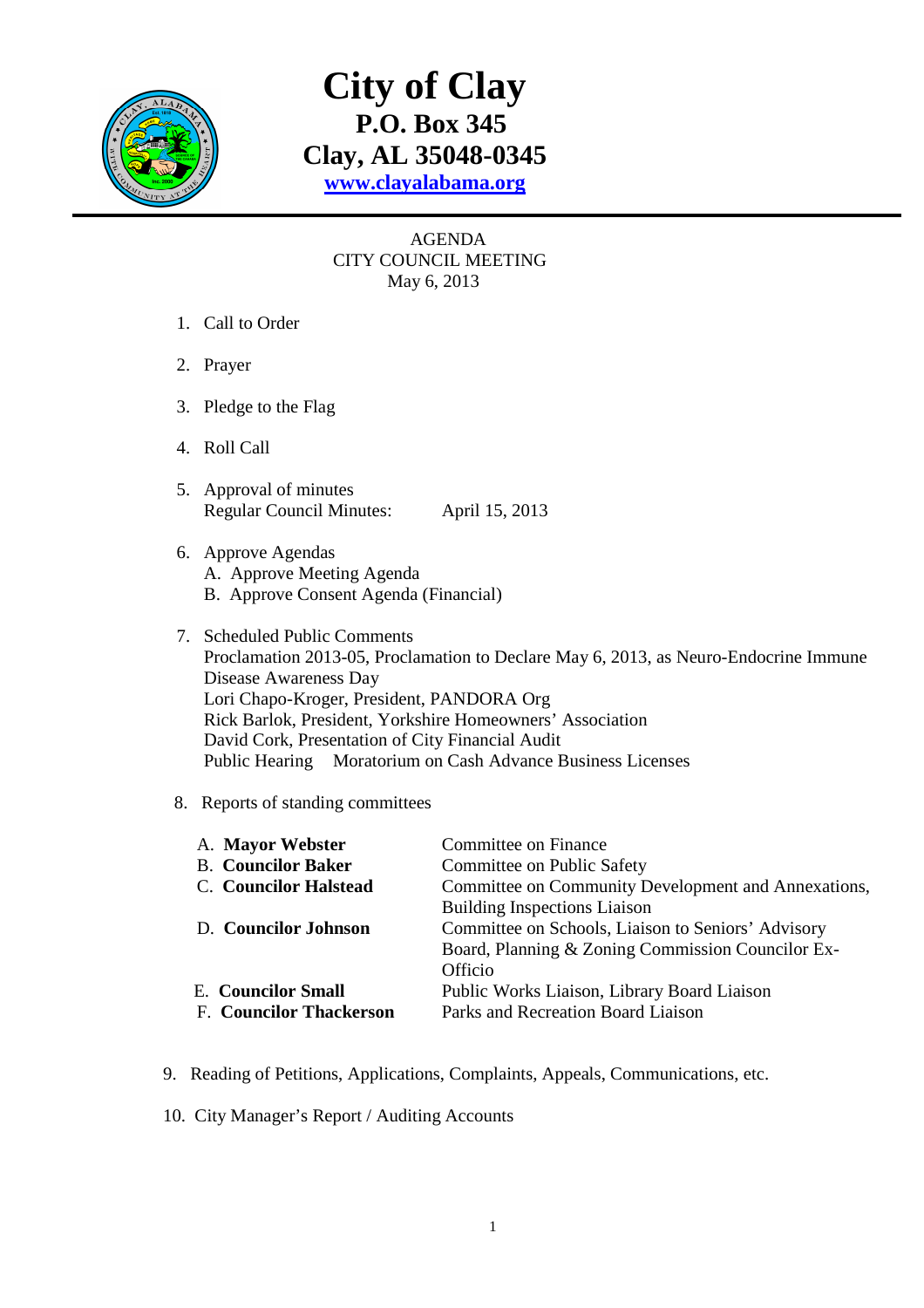# City of Clay

## P.O. Box 345

## Clay, AL 35048-0345

[www.clayalabama.org](http://www.clayalabama.org)

AGENDA
CITY COUNCIL MEETING
May 6, 2013

1. Call to Order
2. Prayer
3. Pledge to the Flag
4. Roll Call
5. Approval of minutes
   Regular Council Minutes: April 15, 2013
6. Approve Agendas
   A. Approve Meeting Agenda
   B. Approve Consent Agenda (Financial)
7. Scheduled Public Comments
   Proclamation 2013-05, Proclamation to Declare May 6, 2013, as Neuro-Endocrine Immune Disease Awareness Day
   Lori Chapo-Kroger, President, PANDORA Org
   Rick Barlok, President, Yorkshire Homeowners' Association
   David Cork, Presentation of City Financial Audit
   Public Hearing Moratorium on Cash Advance Business Licenses
8. Reports of standing committees

| | |
|---|---|
| A. **Mayor Webster** | Committee on Finance |
| B. **Councilor Baker** | Committee on Public Safety |
| C. **Councilor Halstead** | Committee on Community Development and Annexations, Building Inspections Liaison |
| D. **Councilor Johnson** | Committee on Schools, Liaison to Seniors' Advisory Board, Planning & Zoning Commission Councilor Ex-Officio |
| E. **Councilor Small** | Public Works Liaison, Library Board Liaison |
| F. **Councilor Thackerson** | Parks and Recreation Board Liaison |

9. Reading of Petitions, Applications, Complaints, Appeals, Communications, etc.
10. City Manager's Report / Auditing Accounts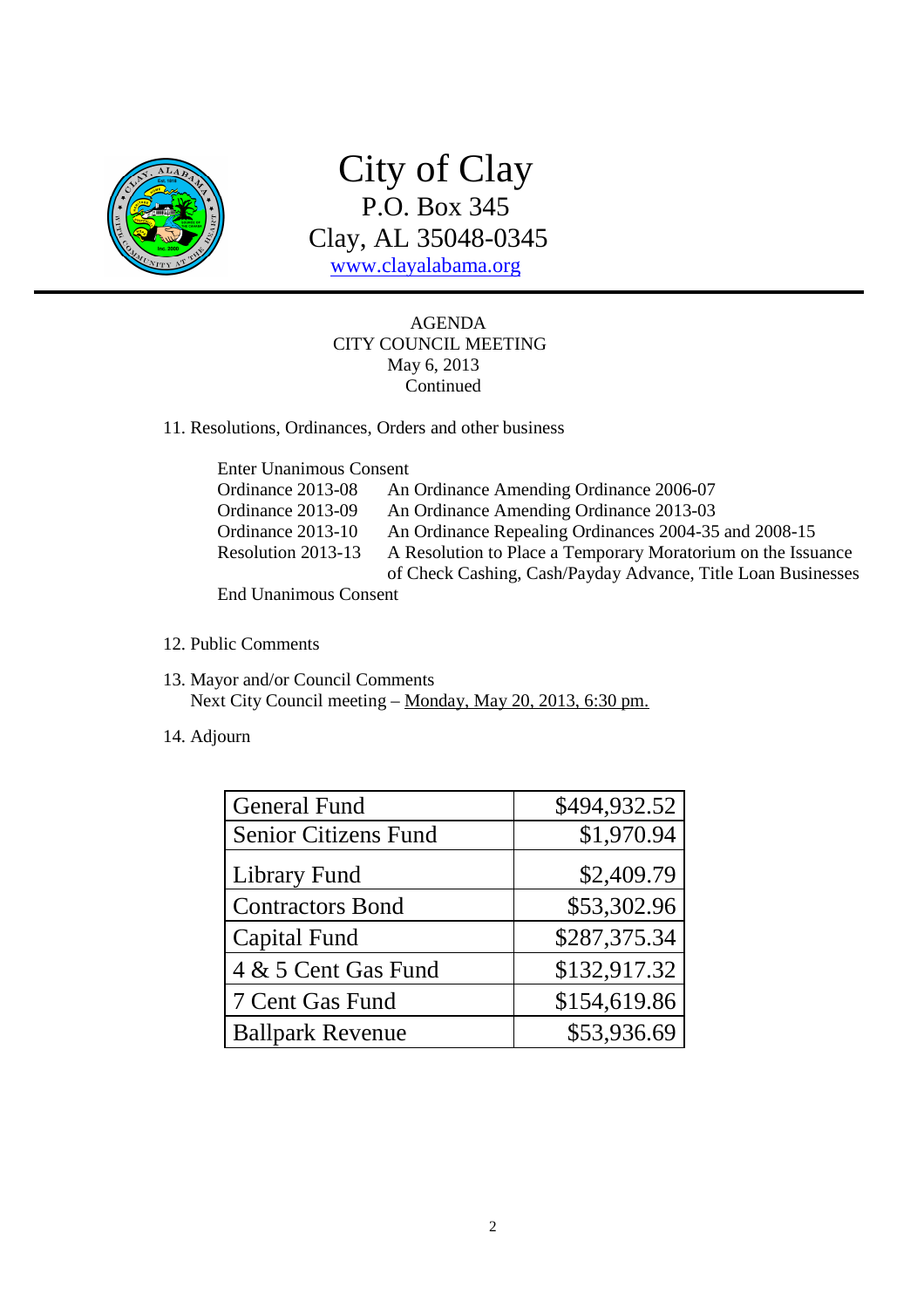# City of Clay

P.O. Box 345
Clay, AL 35048-0345
www.clayalabama.org

AGENDA
CITY COUNCIL MEETING
May 6, 2013
Continued

11. Resolutions, Ordinances, Orders and other business

    Enter Unanimous Consent

    | | |
    |---|---|
    | Ordinance 2013-08 | An Ordinance Amending Ordinance 2006-07 |
    | Ordinance 2013-09 | An Ordinance Amending Ordinance 2013-03 |
    | Ordinance 2013-10 | An Ordinance Repealing Ordinances 2004-35 and 2008-15 |
    | Resolution 2013-13 | A Resolution to Place a Temporary Moratorium on the Issuance of Check Cashing, Cash/Payday Advance, Title Loan Businesses |

    End Unanimous Consent

12. Public Comments

13. Mayor and/or Council Comments
    Next City Council meeting – Monday, May 20, 2013, 6:30 pm.

14. Adjourn

| | |
|---|---|
| General Fund | $494,932.52 |
| Senior Citizens Fund | $1,970.94 |
| Library Fund | $2,409.79 |
| Contractors Bond | $53,302.96 |
| Capital Fund | $287,375.34 |
| 4 & 5 Cent Gas Fund | $132,917.32 |
| 7 Cent Gas Fund | $154,619.86 |
| Ballpark Revenue | $53,936.69 |